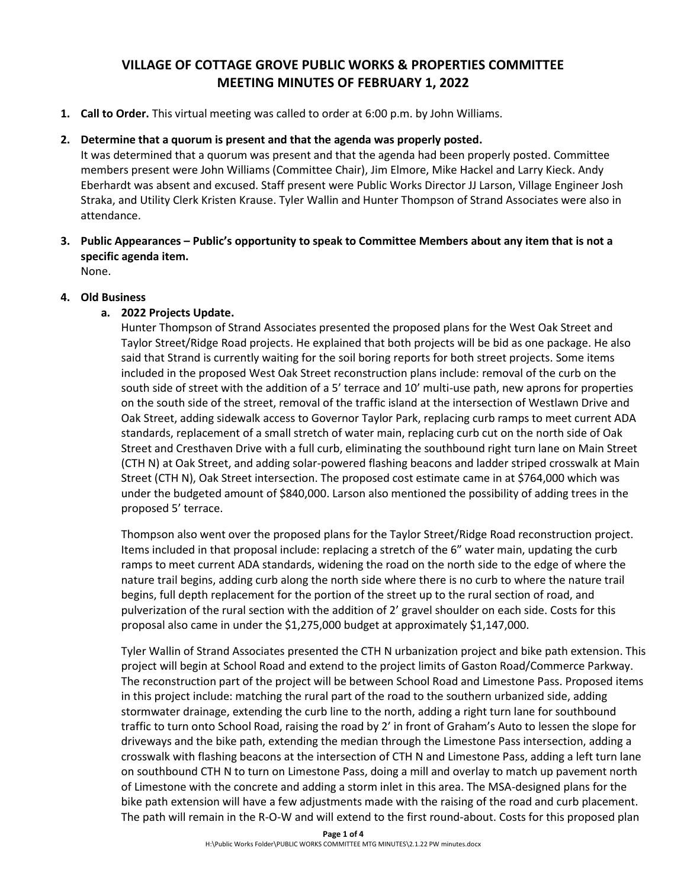# VILLAGE OF COTTAGE GROVE PUBLIC WORKS & PROPERTIES COMMITTEE MEETING MINUTES OF FEBRUARY 1, 2022

1. **Call to Order.** This virtual meeting was called to order at 6:00 p.m. by John Williams.

2. **Determine that a quorum is present and that the agenda was properly posted.**
   It was determined that a quorum was present and that the agenda had been properly posted. Committee members present were John Williams (Committee Chair), Jim Elmore, Mike Hackel and Larry Kieck. Andy Eberhardt was absent and excused. Staff present were Public Works Director JJ Larson, Village Engineer Josh Straka, and Utility Clerk Kristen Krause. Tyler Wallin and Hunter Thompson of Strand Associates were also in attendance.

3. **Public Appearances – Public's opportunity to speak to Committee Members about any item that is not a specific agenda item.**
   None.

4. **Old Business**
   a. **2022 Projects Update.**
   Hunter Thompson of Strand Associates presented the proposed plans for the West Oak Street and Taylor Street/Ridge Road projects. He explained that both projects will be bid as one package. He also said that Strand is currently waiting for the soil boring reports for both street projects. Some items included in the proposed West Oak Street reconstruction plans include: removal of the curb on the south side of street with the addition of a 5' terrace and 10' multi-use path, new aprons for properties on the south side of the street, removal of the traffic island at the intersection of Westlawn Drive and Oak Street, adding sidewalk access to Governor Taylor Park, replacing curb ramps to meet current ADA standards, replacement of a small stretch of water main, replacing curb cut on the north side of Oak Street and Cresthaven Drive with a full curb, eliminating the southbound right turn lane on Main Street (CTH N) at Oak Street, and adding solar-powered flashing beacons and ladder striped crosswalk at Main Street (CTH N), Oak Street intersection. The proposed cost estimate came in at $764,000 which was under the budgeted amount of $840,000. Larson also mentioned the possibility of adding trees in the proposed 5' terrace.

   Thompson also went over the proposed plans for the Taylor Street/Ridge Road reconstruction project. Items included in that proposal include: replacing a stretch of the 6" water main, updating the curb ramps to meet current ADA standards, widening the road on the north side to the edge of where the nature trail begins, adding curb along the north side where there is no curb to where the nature trail begins, full depth replacement for the portion of the street up to the rural section of road, and pulverization of the rural section with the addition of 2' gravel shoulder on each side. Costs for this proposal also came in under the $1,275,000 budget at approximately $1,147,000.

   Tyler Wallin of Strand Associates presented the CTH N urbanization project and bike path extension. This project will begin at School Road and extend to the project limits of Gaston Road/Commerce Parkway. The reconstruction part of the project will be between School Road and Limestone Pass. Proposed items in this project include: matching the rural part of the road to the southern urbanized side, adding stormwater drainage, extending the curb line to the north, adding a right turn lane for southbound traffic to turn onto School Road, raising the road by 2' in front of Graham's Auto to lessen the slope for driveways and the bike path, extending the median through the Limestone Pass intersection, adding a crosswalk with flashing beacons at the intersection of CTH N and Limestone Pass, adding a left turn lane on southbound CTH N to turn on Limestone Pass, doing a mill and overlay to match up pavement north of Limestone with the concrete and adding a storm inlet in this area. The MSA-designed plans for the bike path extension will have a few adjustments made with the raising of the road and curb placement. The path will remain in the R-O-W and will extend to the first round-about. Costs for this proposed plan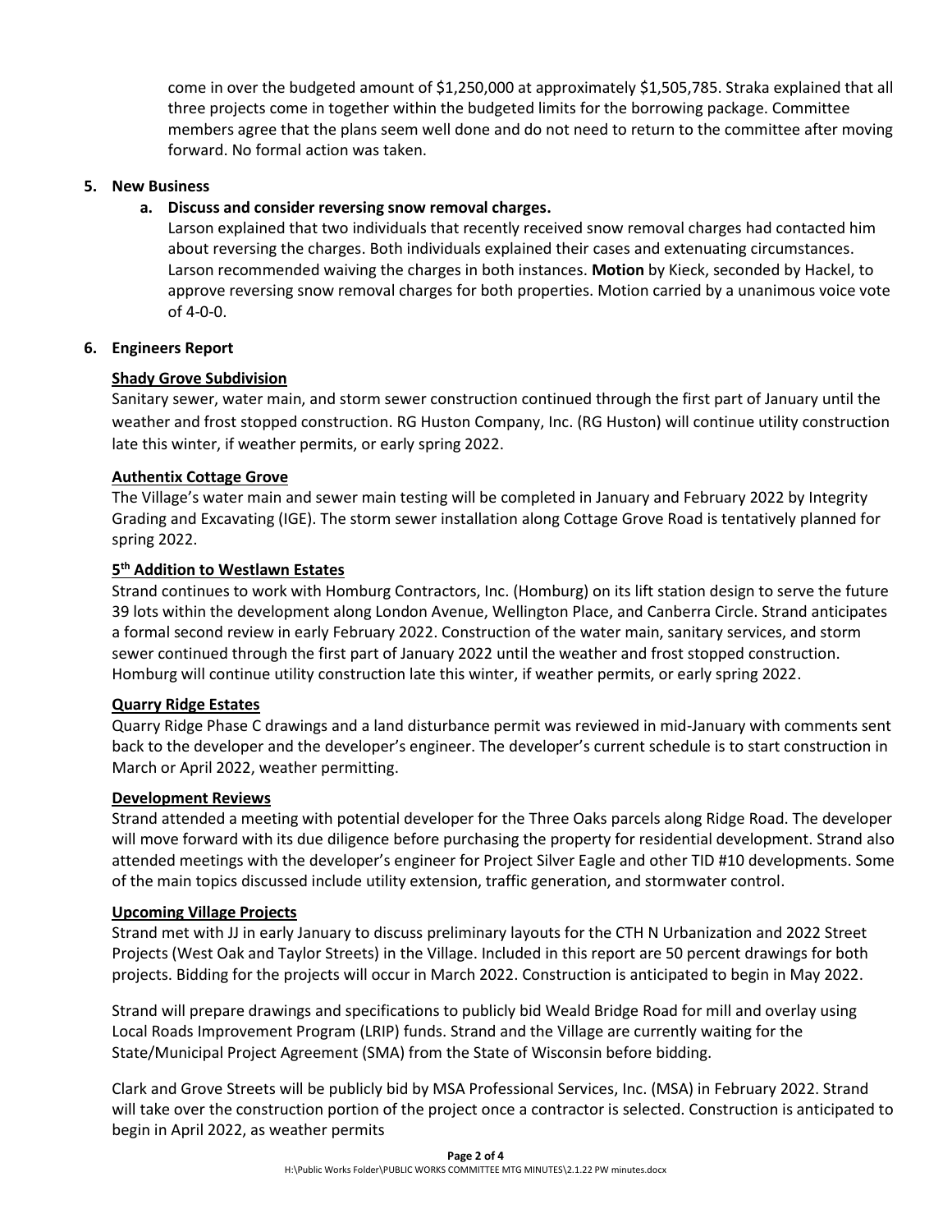come in over the budgeted amount of $1,250,000 at approximately $1,505,785. Straka explained that all three projects come in together within the budgeted limits for the borrowing package. Committee members agree that the plans seem well done and do not need to return to the committee after moving forward. No formal action was taken.

## 5. New Business

### a. Discuss and consider reversing snow removal charges.

Larson explained that two individuals that recently received snow removal charges had contacted him about reversing the charges. Both individuals explained their cases and extenuating circumstances. Larson recommended waiving the charges in both instances. **Motion** by Kieck, seconded by Hackel, to approve reversing snow removal charges for both properties. Motion carried by a unanimous voice vote of 4-0-0.

## 6. Engineers Report

**Shady Grove Subdivision**

Sanitary sewer, water main, and storm sewer construction continued through the first part of January until the weather and frost stopped construction. RG Huston Company, Inc. (RG Huston) will continue utility construction late this winter, if weather permits, or early spring 2022.

**Authentix Cottage Grove**

The Village's water main and sewer main testing will be completed in January and February 2022 by Integrity Grading and Excavating (IGE). The storm sewer installation along Cottage Grove Road is tentatively planned for spring 2022.

**5th Addition to Westlawn Estates**

Strand continues to work with Homburg Contractors, Inc. (Homburg) on its lift station design to serve the future 39 lots within the development along London Avenue, Wellington Place, and Canberra Circle. Strand anticipates a formal second review in early February 2022. Construction of the water main, sanitary services, and storm sewer continued through the first part of January 2022 until the weather and frost stopped construction. Homburg will continue utility construction late this winter, if weather permits, or early spring 2022.

**Quarry Ridge Estates**

Quarry Ridge Phase C drawings and a land disturbance permit was reviewed in mid-January with comments sent back to the developer and the developer's engineer. The developer's current schedule is to start construction in March or April 2022, weather permitting.

**Development Reviews**

Strand attended a meeting with potential developer for the Three Oaks parcels along Ridge Road. The developer will move forward with its due diligence before purchasing the property for residential development. Strand also attended meetings with the developer's engineer for Project Silver Eagle and other TID #10 developments. Some of the main topics discussed include utility extension, traffic generation, and stormwater control.

**Upcoming Village Projects**

Strand met with JJ in early January to discuss preliminary layouts for the CTH N Urbanization and 2022 Street Projects (West Oak and Taylor Streets) in the Village. Included in this report are 50 percent drawings for both projects. Bidding for the projects will occur in March 2022. Construction is anticipated to begin in May 2022.

Strand will prepare drawings and specifications to publicly bid Weald Bridge Road for mill and overlay using Local Roads Improvement Program (LRIP) funds. Strand and the Village are currently waiting for the State/Municipal Project Agreement (SMA) from the State of Wisconsin before bidding.

Clark and Grove Streets will be publicly bid by MSA Professional Services, Inc. (MSA) in February 2022. Strand will take over the construction portion of the project once a contractor is selected. Construction is anticipated to begin in April 2022, as weather permits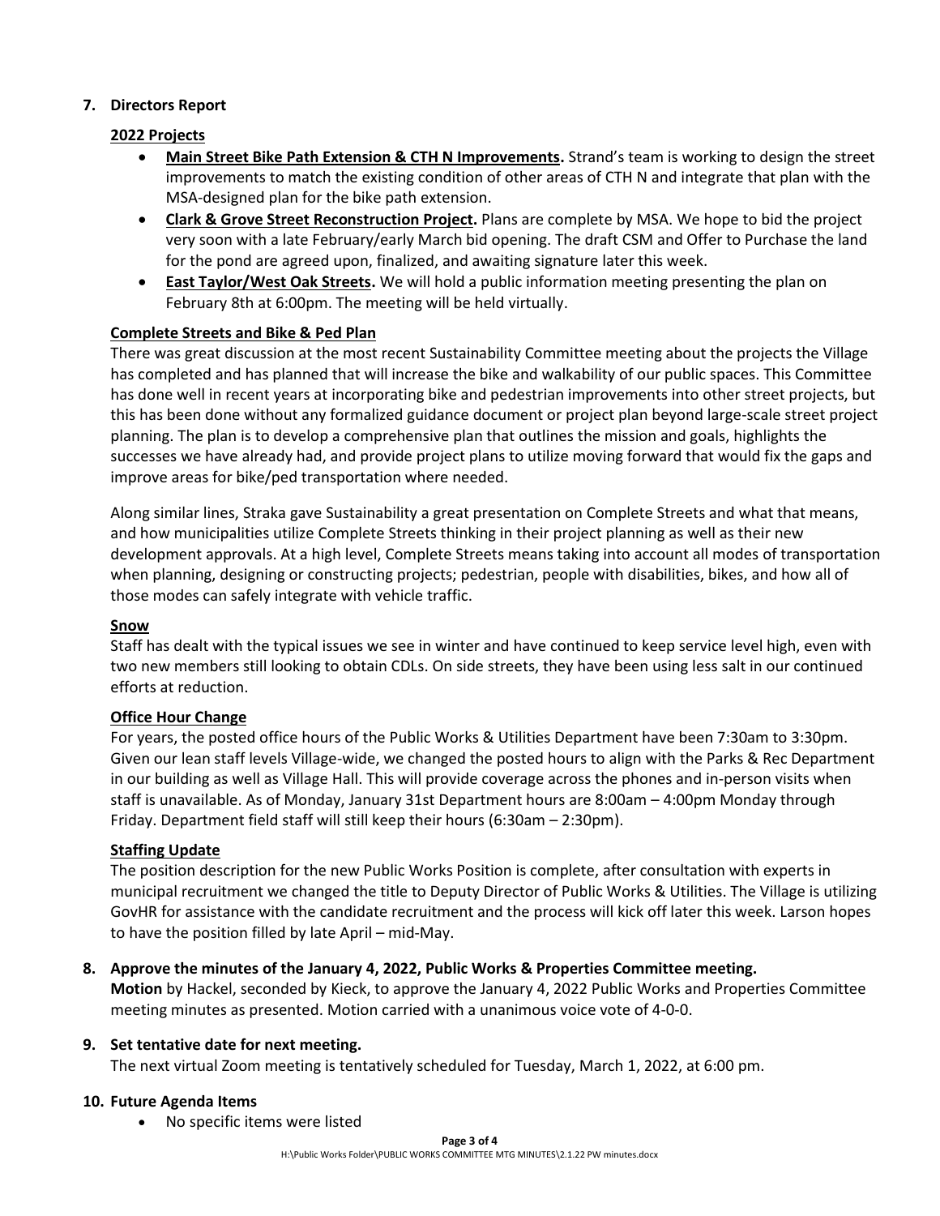**7. Directors Report**

**2022 Projects**

- **Main Street Bike Path Extension & CTH N Improvements.** Strand's team is working to design the street improvements to match the existing condition of other areas of CTH N and integrate that plan with the MSA-designed plan for the bike path extension.
- **Clark & Grove Street Reconstruction Project.** Plans are complete by MSA. We hope to bid the project very soon with a late February/early March bid opening. The draft CSM and Offer to Purchase the land for the pond are agreed upon, finalized, and awaiting signature later this week.
- **East Taylor/West Oak Streets.** We will hold a public information meeting presenting the plan on February 8th at 6:00pm. The meeting will be held virtually.

**Complete Streets and Bike & Ped Plan**

There was great discussion at the most recent Sustainability Committee meeting about the projects the Village has completed and has planned that will increase the bike and walkability of our public spaces. This Committee has done well in recent years at incorporating bike and pedestrian improvements into other street projects, but this has been done without any formalized guidance document or project plan beyond large-scale street project planning. The plan is to develop a comprehensive plan that outlines the mission and goals, highlights the successes we have already had, and provide project plans to utilize moving forward that would fix the gaps and improve areas for bike/ped transportation where needed.

Along similar lines, Straka gave Sustainability a great presentation on Complete Streets and what that means, and how municipalities utilize Complete Streets thinking in their project planning as well as their new development approvals. At a high level, Complete Streets means taking into account all modes of transportation when planning, designing or constructing projects; pedestrian, people with disabilities, bikes, and how all of those modes can safely integrate with vehicle traffic.

**Snow**

Staff has dealt with the typical issues we see in winter and have continued to keep service level high, even with two new members still looking to obtain CDLs. On side streets, they have been using less salt in our continued efforts at reduction.

**Office Hour Change**

For years, the posted office hours of the Public Works & Utilities Department have been 7:30am to 3:30pm. Given our lean staff levels Village-wide, we changed the posted hours to align with the Parks & Rec Department in our building as well as Village Hall. This will provide coverage across the phones and in-person visits when staff is unavailable. As of Monday, January 31st Department hours are 8:00am – 4:00pm Monday through Friday. Department field staff will still keep their hours (6:30am – 2:30pm).

**Staffing Update**

The position description for the new Public Works Position is complete, after consultation with experts in municipal recruitment we changed the title to Deputy Director of Public Works & Utilities. The Village is utilizing GovHR for assistance with the candidate recruitment and the process will kick off later this week. Larson hopes to have the position filled by late April – mid-May.

**8. Approve the minutes of the January 4, 2022, Public Works & Properties Committee meeting.**

**Motion** by Hackel, seconded by Kieck, to approve the January 4, 2022 Public Works and Properties Committee meeting minutes as presented. Motion carried with a unanimous voice vote of 4-0-0.

**9. Set tentative date for next meeting.**

The next virtual Zoom meeting is tentatively scheduled for Tuesday, March 1, 2022, at 6:00 pm.

**10. Future Agenda Items**

- No specific items were listed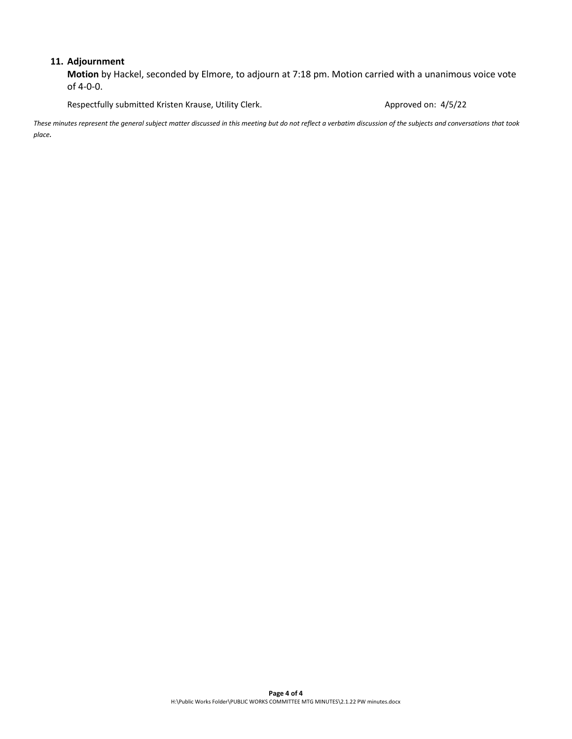## 11. Adjournment

**Motion** by Hackel, seconded by Elmore, to adjourn at 7:18 pm. Motion carried with a unanimous voice vote of 4-0-0.

Respectfully submitted Kristen Krause, Utility Clerk. Approved on: 4/5/22

*These minutes represent the general subject matter discussed in this meeting but do not reflect a verbatim discussion of the subjects and conversations that took place.*